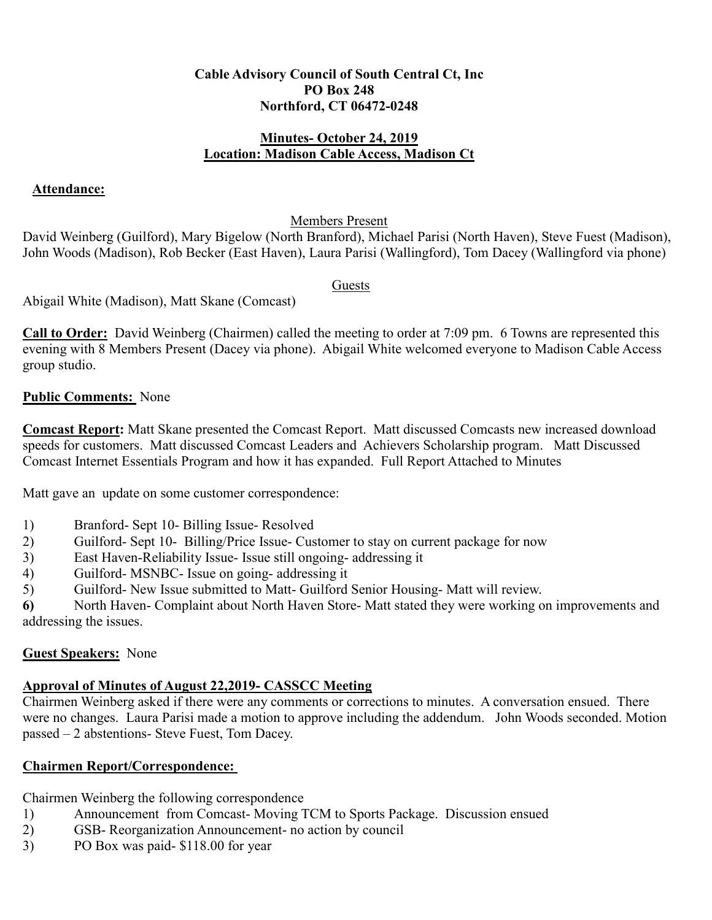**Cable Advisory Council of South Central Ct, Inc**
**PO Box 248**
**Northford, CT 06472-0248**

**Minutes- October 24, 2019**
**Location: Madison Cable Access, Madison Ct**

**Attendance:**

Members Present

David Weinberg (Guilford), Mary Bigelow (North Branford), Michael Parisi (North Haven), Steve Fuest (Madison), John Woods (Madison), Rob Becker (East Haven), Laura Parisi (Wallingford), Tom Dacey (Wallingford via phone)

Guests

Abigail White (Madison), Matt Skane (Comcast)

**Call to Order:** David Weinberg (Chairmen) called the meeting to order at 7:09 pm. 6 Towns are represented this evening with 8 Members Present (Dacey via phone). Abigail White welcomed everyone to Madison Cable Access group studio.

**Public Comments:** None

**Comcast Report:** Matt Skane presented the Comcast Report. Matt discussed Comcasts new increased download speeds for customers. Matt discussed Comcast Leaders and Achievers Scholarship program. Matt Discussed Comcast Internet Essentials Program and how it has expanded. Full Report Attached to Minutes

Matt gave an update on some customer correspondence:

1) Branford- Sept 10- Billing Issue- Resolved
2) Guilford- Sept 10- Billing/Price Issue- Customer to stay on current package for now
3) East Haven-Reliability Issue- Issue still ongoing- addressing it
4) Guilford- MSNBC- Issue on going- addressing it
5) Guilford- New Issue submitted to Matt- Guilford Senior Housing- Matt will review.
6) North Haven- Complaint about North Haven Store- Matt stated they were working on improvements and addressing the issues.

**Guest Speakers:** None

**Approval of Minutes of August 22,2019- CASSCC Meeting**

Chairmen Weinberg asked if there were any comments or corrections to minutes. A conversation ensued. There were no changes. Laura Parisi made a motion to approve including the addendum. John Woods seconded. Motion passed – 2 abstentions- Steve Fuest, Tom Dacey.

**Chairmen Report/Correspondence:**

Chairmen Weinberg the following correspondence

1) Announcement from Comcast- Moving TCM to Sports Package. Discussion ensued
2) GSB- Reorganization Announcement- no action by council
3) PO Box was paid- $118.00 for year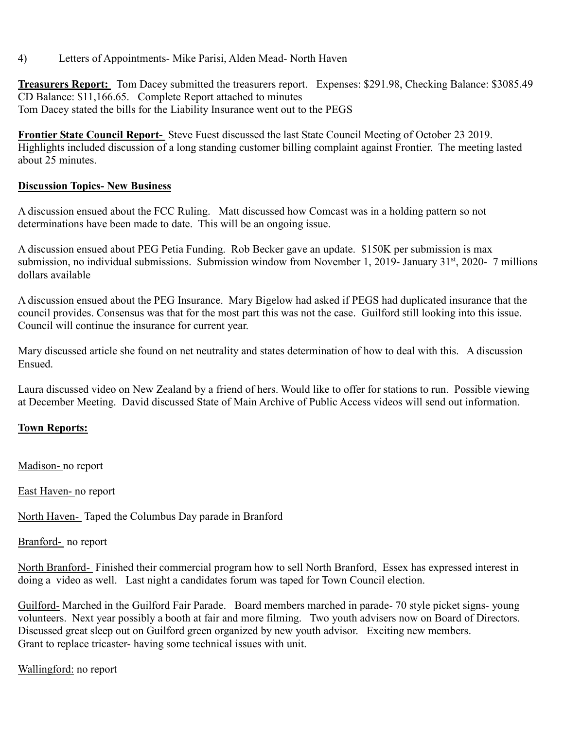4) Letters of Appointments- Mike Parisi, Alden Mead- North Haven

**Treasurers Report:** Tom Dacey submitted the treasurers report. Expenses: $291.98, Checking Balance: $3085.49 CD Balance: $11,166.65. Complete Report attached to minutes
Tom Dacey stated the bills for the Liability Insurance went out to the PEGS

**Frontier State Council Report-** Steve Fuest discussed the last State Council Meeting of October 23 2019. Highlights included discussion of a long standing customer billing complaint against Frontier. The meeting lasted about 25 minutes.

**Discussion Topics- New Business**

A discussion ensued about the FCC Ruling. Matt discussed how Comcast was in a holding pattern so not determinations have been made to date. This will be an ongoing issue.

A discussion ensued about PEG Petia Funding. Rob Becker gave an update. $150K per submission is max submission, no individual submissions. Submission window from November 1, 2019- January 31st, 2020- 7 millions dollars available

A discussion ensued about the PEG Insurance. Mary Bigelow had asked if PEGS had duplicated insurance that the council provides. Consensus was that for the most part this was not the case. Guilford still looking into this issue. Council will continue the insurance for current year.

Mary discussed article she found on net neutrality and states determination of how to deal with this. A discussion Ensued.

Laura discussed video on New Zealand by a friend of hers. Would like to offer for stations to run. Possible viewing at December Meeting. David discussed State of Main Archive of Public Access videos will send out information.

**Town Reports:**

Madison- no report

East Haven- no report

North Haven- Taped the Columbus Day parade in Branford

Branford- no report

North Branford- Finished their commercial program how to sell North Branford, Essex has expressed interest in doing a video as well. Last night a candidates forum was taped for Town Council election.

Guilford- Marched in the Guilford Fair Parade. Board members marched in parade- 70 style picket signs- young volunteers. Next year possibly a booth at fair and more filming. Two youth advisers now on Board of Directors. Discussed great sleep out on Guilford green organized by new youth advisor. Exciting new members.
Grant to replace tricaster- having some technical issues with unit.

Wallingford: no report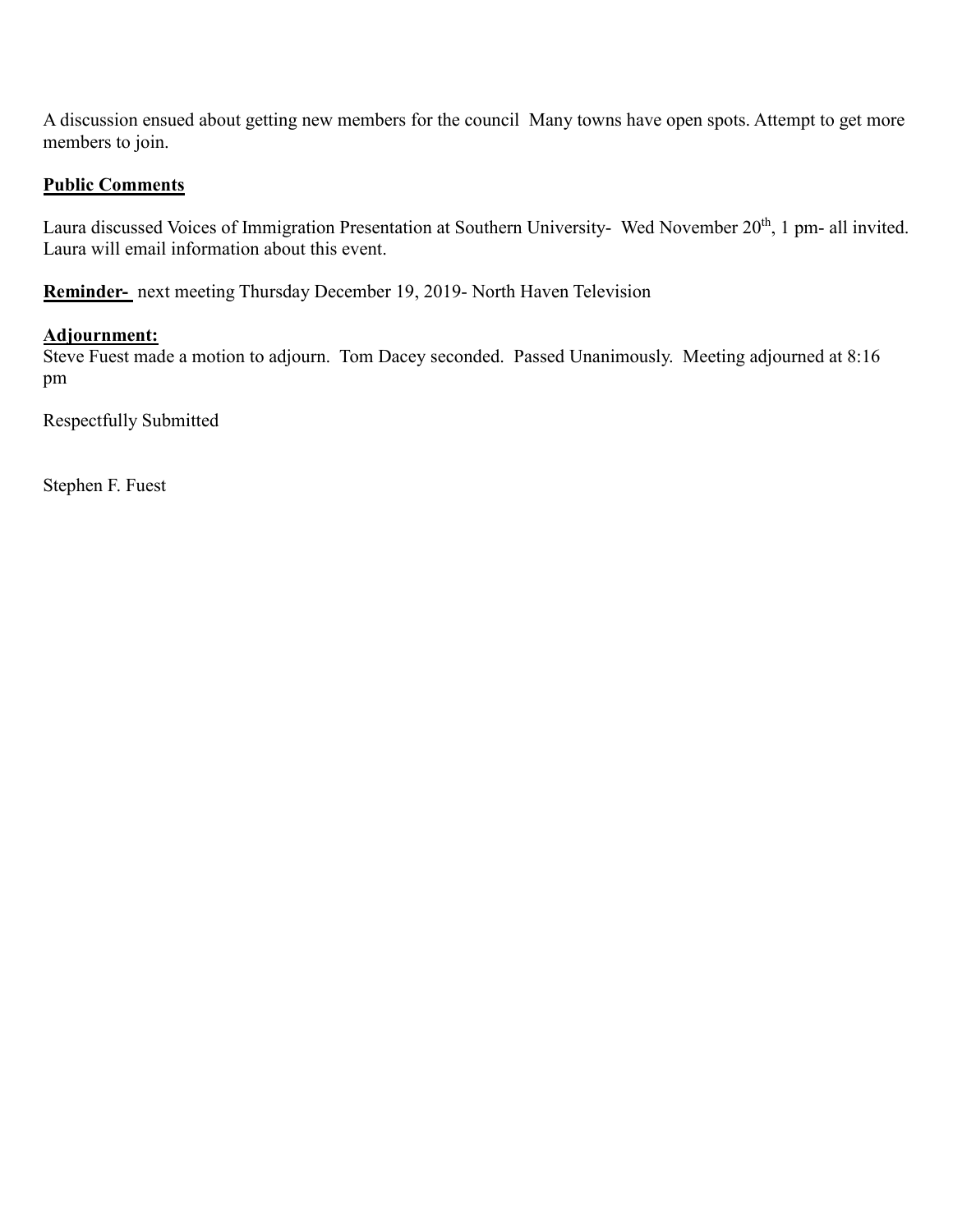A discussion ensued about getting new members for the council  Many towns have open spots. Attempt to get more members to join.

**Public Comments**

Laura discussed Voices of Immigration Presentation at Southern University-  Wed November 20th, 1 pm- all invited. Laura will email information about this event.

**Reminder-** next meeting Thursday December 19, 2019- North Haven Television

**Adjournment:**
Steve Fuest made a motion to adjourn.  Tom Dacey seconded.  Passed Unanimously.  Meeting adjourned at 8:16 pm

Respectfully Submitted

Stephen F. Fuest